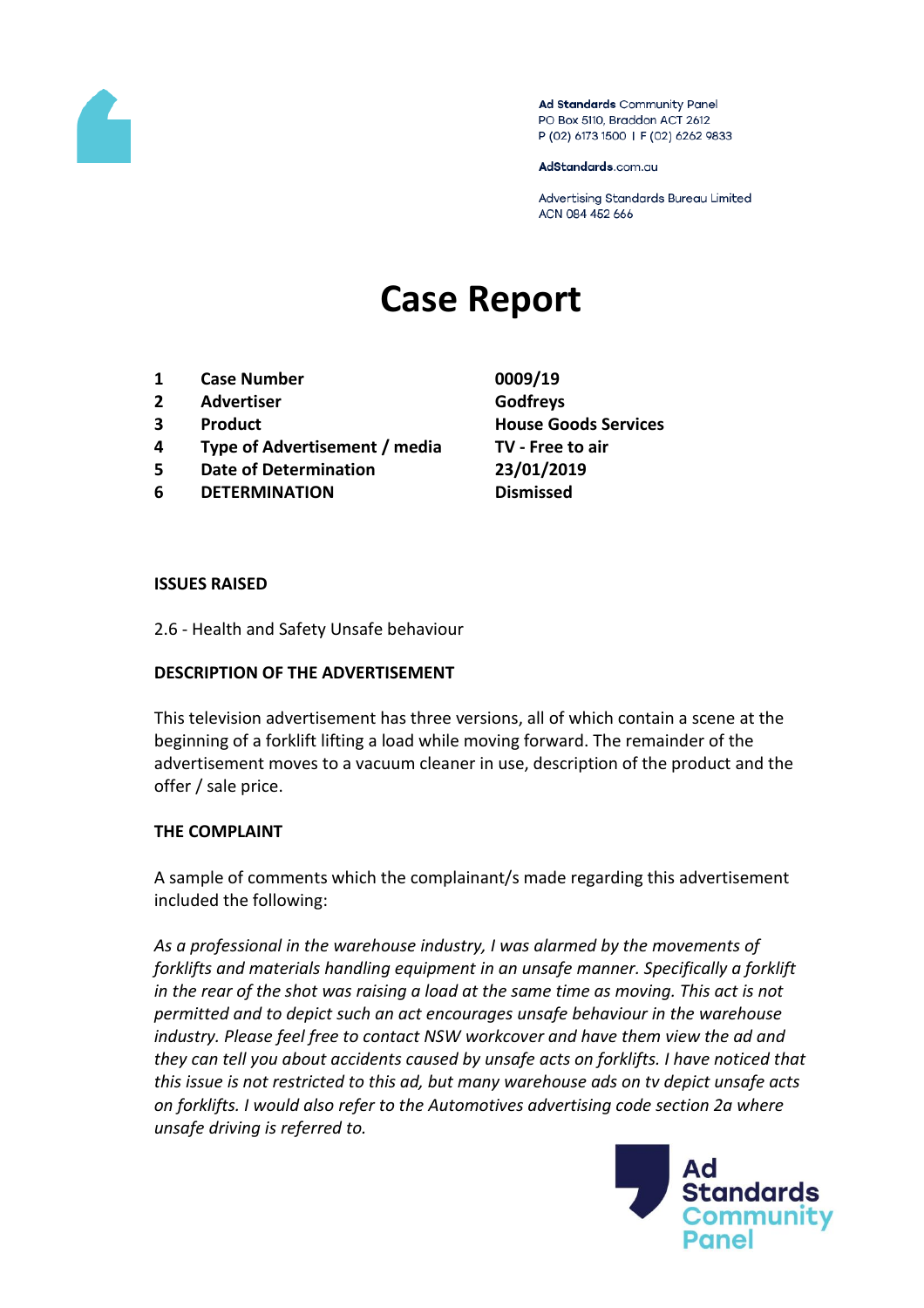Ad Standards Community Panel
PO Box 5110, Braddon ACT 2612
P (02) 6173 1500 | F (02) 6262 9833

AdStandards.com.au

Advertising Standards Bureau Limited
ACN 084 452 666

# Case Report

| | | |
|---|---|---|
| **1** | **Case Number** | **0009/19** |
| **2** | **Advertiser** | **Godfreys** |
| **3** | **Product** | **House Goods Services** |
| **4** | **Type of Advertisement / media** | **TV - Free to air** |
| **5** | **Date of Determination** | **23/01/2019** |
| **6** | **DETERMINATION** | **Dismissed** |

**ISSUES RAISED**

2.6 - Health and Safety Unsafe behaviour

**DESCRIPTION OF THE ADVERTISEMENT**

This television advertisement has three versions, all of which contain a scene at the beginning of a forklift lifting a load while moving forward. The remainder of the advertisement moves to a vacuum cleaner in use, description of the product and the offer / sale price.

**THE COMPLAINT**

A sample of comments which the complainant/s made regarding this advertisement included the following:

*As a professional in the warehouse industry, I was alarmed by the movements of forklifts and materials handling equipment in an unsafe manner. Specifically a forklift in the rear of the shot was raising a load at the same time as moving. This act is not permitted and to depict such an act encourages unsafe behaviour in the warehouse industry. Please feel free to contact NSW workcover and have them view the ad and they can tell you about accidents caused by unsafe acts on forklifts. I have noticed that this issue is not restricted to this ad, but many warehouse ads on tv depict unsafe acts on forklifts. I would also refer to the Automotives advertising code section 2a where unsafe driving is referred to.*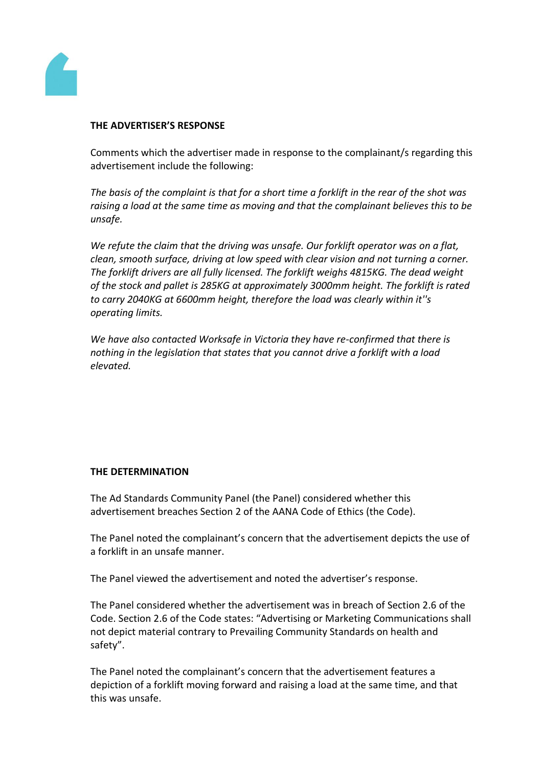**THE ADVERTISER'S RESPONSE**

Comments which the advertiser made in response to the complainant/s regarding this advertisement include the following:

*The basis of the complaint is that for a short time a forklift in the rear of the shot was raising a load at the same time as moving and that the complainant believes this to be unsafe.*

*We refute the claim that the driving was unsafe. Our forklift operator was on a flat, clean, smooth surface, driving at low speed with clear vision and not turning a corner. The forklift drivers are all fully licensed. The forklift weighs 4815KG. The dead weight of the stock and pallet is 285KG at approximately 3000mm height. The forklift is rated to carry 2040KG at 6600mm height, therefore the load was clearly within it''s operating limits.*

*We have also contacted Worksafe in Victoria they have re-confirmed that there is nothing in the legislation that states that you cannot drive a forklift with a load elevated.*

**THE DETERMINATION**

The Ad Standards Community Panel (the Panel) considered whether this advertisement breaches Section 2 of the AANA Code of Ethics (the Code).

The Panel noted the complainant's concern that the advertisement depicts the use of a forklift in an unsafe manner.

The Panel viewed the advertisement and noted the advertiser's response.

The Panel considered whether the advertisement was in breach of Section 2.6 of the Code. Section 2.6 of the Code states: "Advertising or Marketing Communications shall not depict material contrary to Prevailing Community Standards on health and safety".

The Panel noted the complainant's concern that the advertisement features a depiction of a forklift moving forward and raising a load at the same time, and that this was unsafe.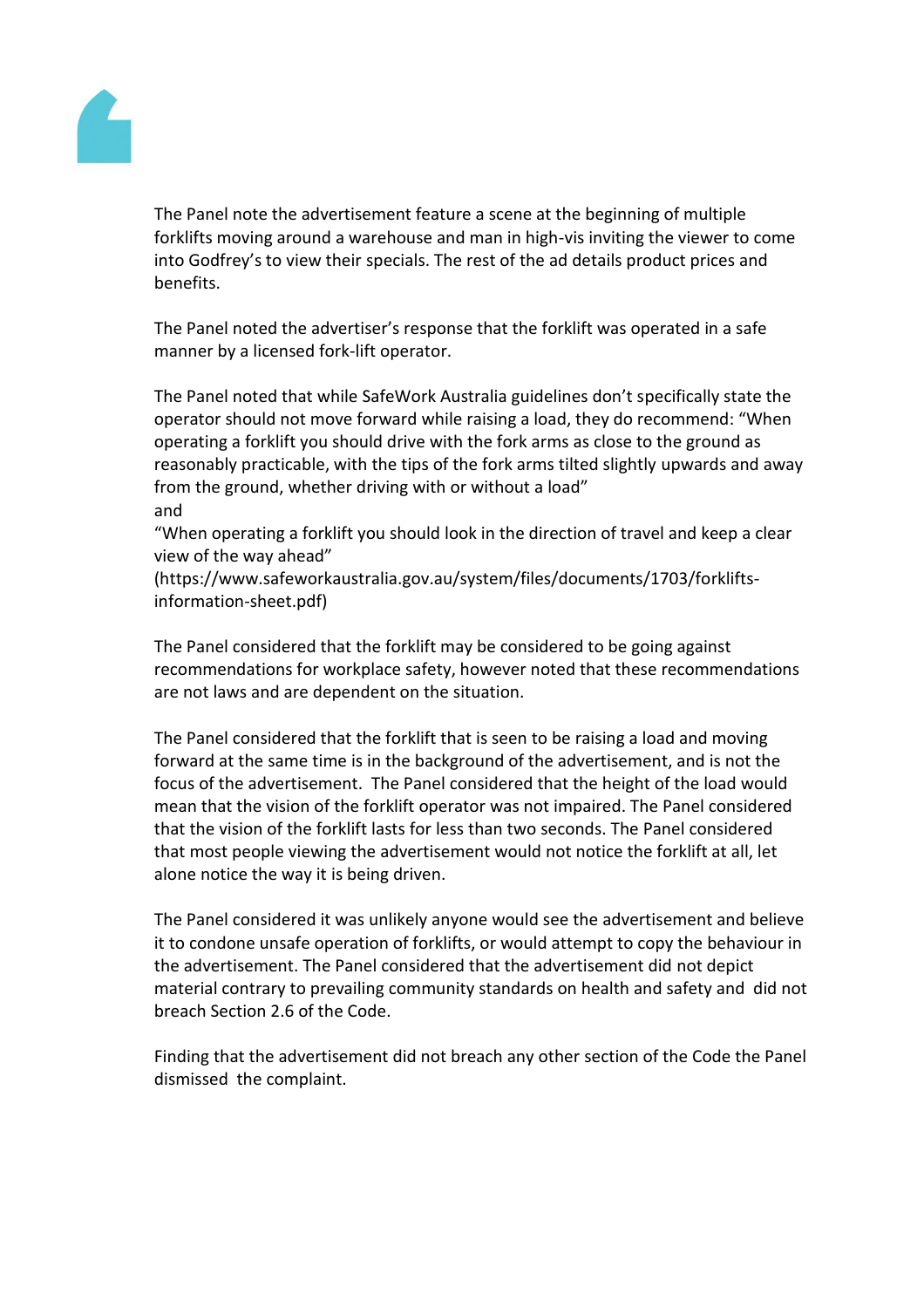The Panel note the advertisement feature a scene at the beginning of multiple forklifts moving around a warehouse and man in high-vis inviting the viewer to come into Godfrey's to view their specials. The rest of the ad details product prices and benefits.

The Panel noted the advertiser's response that the forklift was operated in a safe manner by a licensed fork-lift operator.

The Panel noted that while SafeWork Australia guidelines don't specifically state the operator should not move forward while raising a load, they do recommend: "When operating a forklift you should drive with the fork arms as close to the ground as reasonably practicable, with the tips of the fork arms tilted slightly upwards and away from the ground, whether driving with or without a load"
and
"When operating a forklift you should look in the direction of travel and keep a clear view of the way ahead"
(https://www.safeworkaustralia.gov.au/system/files/documents/1703/forklifts-information-sheet.pdf)

The Panel considered that the forklift may be considered to be going against recommendations for workplace safety, however noted that these recommendations are not laws and are dependent on the situation.

The Panel considered that the forklift that is seen to be raising a load and moving forward at the same time is in the background of the advertisement, and is not the focus of the advertisement. The Panel considered that the height of the load would mean that the vision of the forklift operator was not impaired. The Panel considered that the vision of the forklift lasts for less than two seconds. The Panel considered that most people viewing the advertisement would not notice the forklift at all, let alone notice the way it is being driven.

The Panel considered it was unlikely anyone would see the advertisement and believe it to condone unsafe operation of forklifts, or would attempt to copy the behaviour in the advertisement. The Panel considered that the advertisement did not depict material contrary to prevailing community standards on health and safety and did not breach Section 2.6 of the Code.

Finding that the advertisement did not breach any other section of the Code the Panel dismissed the complaint.